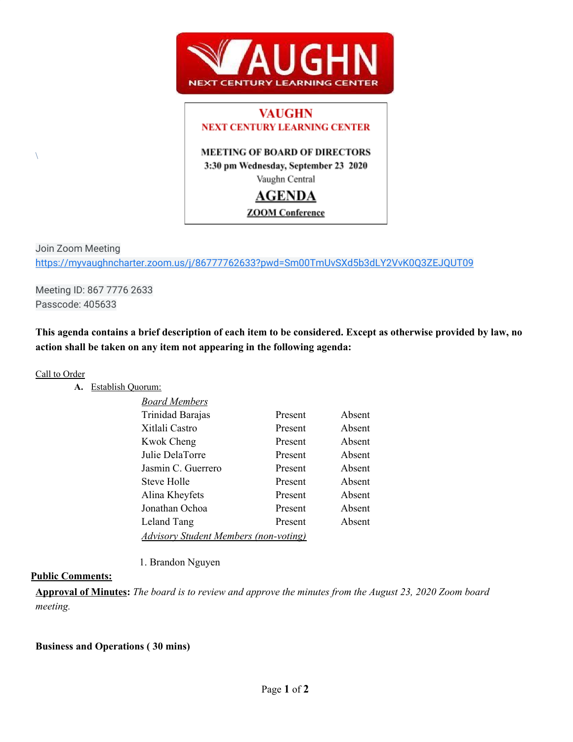# VAUGHN

## NEXT CENTURY LEARNING CENTER

**MEETING OF BOARD OF DIRECTORS**
**3:30 pm Wednesday, September 23 2020**
Vaughn Central

## AGENDA

**ZOOM Conference**

Join Zoom Meeting
https://myvaughncharter.zoom.us/j/86777762633?pwd=Sm00TmUvSXd5b3dLY2VvK0Q3ZEJQUT09

Meeting ID: 867 7776 2633
Passcode: 405633

**This agenda contains a brief description of each item to be considered. Except as otherwise provided by law, no action shall be taken on any item not appearing in the following agenda:**

Call to Order

**A.** Establish Quorum:

| *Board Members* | | |
|---|---|---|
| Trinidad Barajas | Present | Absent |
| Xitlali Castro | Present | Absent |
| Kwok Cheng | Present | Absent |
| Julie DelaTorre | Present | Absent |
| Jasmin C. Guerrero | Present | Absent |
| Steve Holle | Present | Absent |
| Alina Kheyfets | Present | Absent |
| Jonathan Ochoa | Present | Absent |
| Leland Tang | Present | Absent |

*Advisory Student Members (non-voting)*

1. Brandon Nguyen

**Public Comments:**

**Approval of Minutes:** *The board is to review and approve the minutes from the August 23, 2020 Zoom board meeting.*

**Business and Operations ( 30 mins)**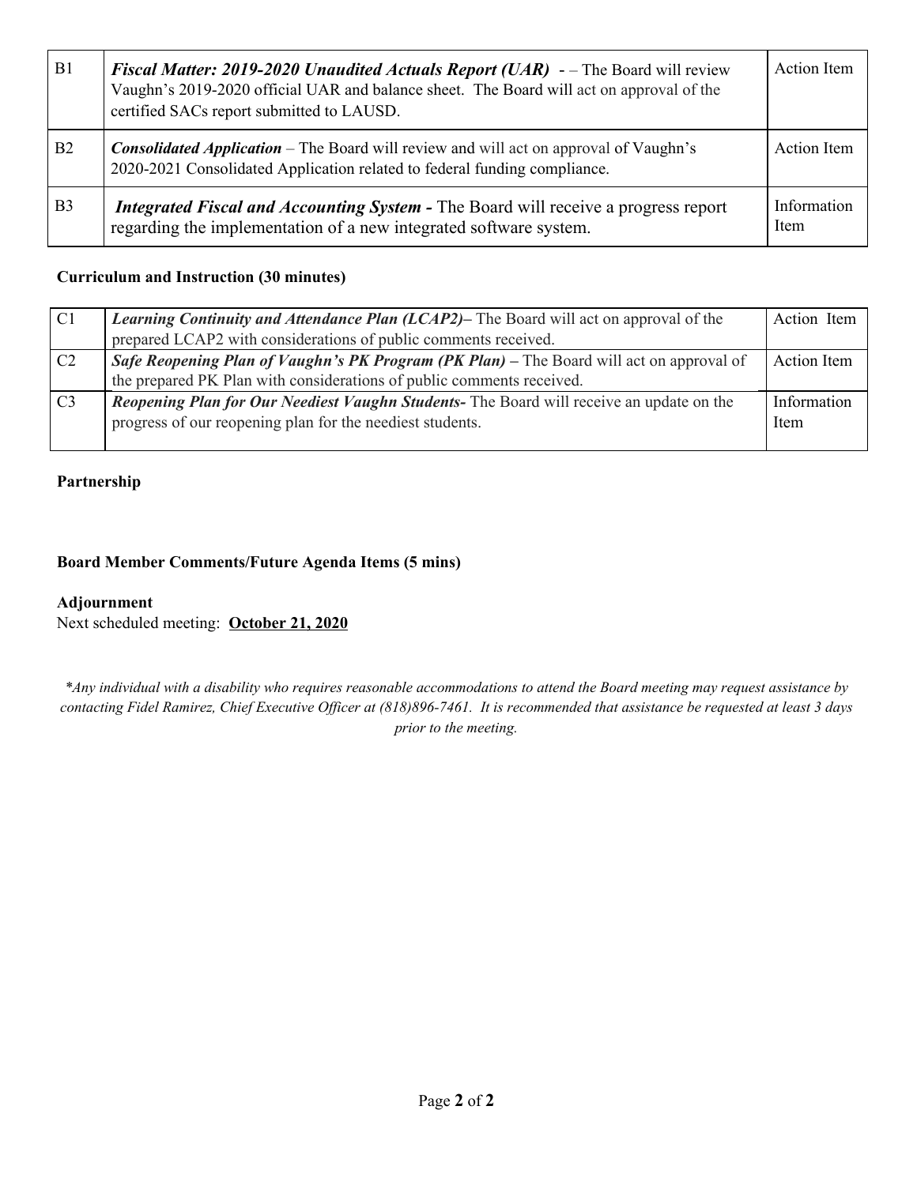| | | |
|---|---|---|
| B1 | ***Fiscal Matter: 2019-2020 Unaudited Actuals Report (UAR)*** - – The Board will review Vaughn's 2019-2020 official UAR and balance sheet. The Board will act on approval of the certified SACs report submitted to LAUSD. | Action Item |
| B2 | ***Consolidated Application*** – The Board will review and will act on approval of Vaughn's 2020-2021 Consolidated Application related to federal funding compliance. | Action Item |
| B3 | ***Integrated Fiscal and Accounting System -*** The Board will receive a progress report regarding the implementation of a new integrated software system. | Information Item |

**Curriculum and Instruction (30 minutes)**

| | | |
|---|---|---|
| C1 | ***Learning Continuity and Attendance Plan (LCAP2)–*** The Board will act on approval of the prepared LCAP2 with considerations of public comments received. | Action Item |
| C2 | ***Safe Reopening Plan of Vaughn's PK Program (PK Plan) –*** The Board will act on approval of the prepared PK Plan with considerations of public comments received. | Action Item |
| C3 | ***Reopening Plan for Our Neediest Vaughn Students-*** The Board will receive an update on the progress of our reopening plan for the neediest students. | Information Item |

**Partnership**

**Board Member Comments/Future Agenda Items (5 mins)**

**Adjournment**
Next scheduled meeting: **October 21, 2020**

*\*Any individual with a disability who requires reasonable accommodations to attend the Board meeting may request assistance by contacting Fidel Ramirez, Chief Executive Officer at (818)896-7461. It is recommended that assistance be requested at least 3 days prior to the meeting.*